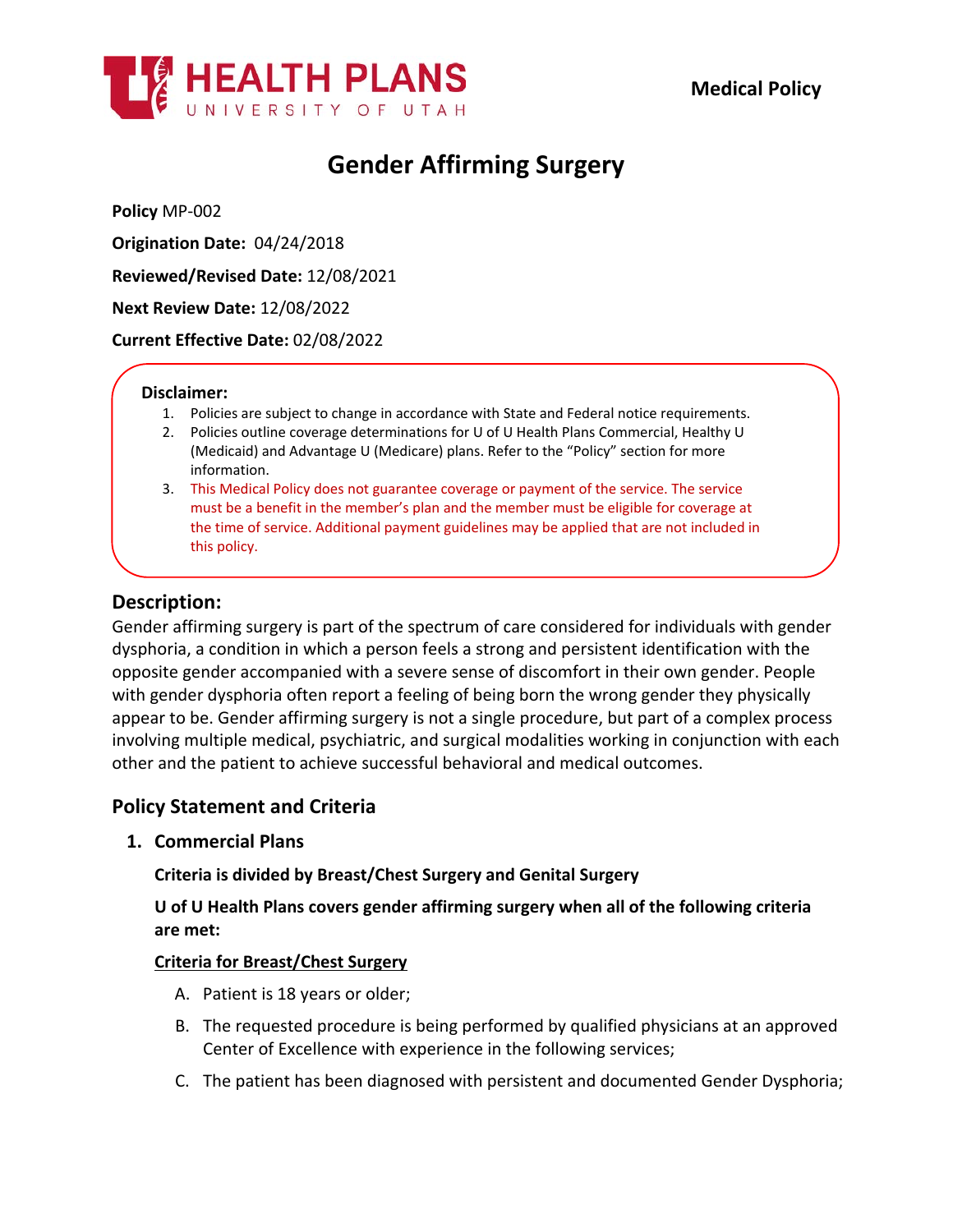**Medical Policy**

# Gender Affirming Surgery

**Policy** MP-002

**Origination Date:** 04/24/2018

**Reviewed/Revised Date:** 12/08/2021

**Next Review Date:** 12/08/2022

**Current Effective Date:** 02/08/2022

**Disclaimer:**

1. Policies are subject to change in accordance with State and Federal notice requirements.
2. Policies outline coverage determinations for U of U Health Plans Commercial, Healthy U (Medicaid) and Advantage U (Medicare) plans. Refer to the "Policy" section for more information.
3. This Medical Policy does not guarantee coverage or payment of the service. The service must be a benefit in the member's plan and the member must be eligible for coverage at the time of service. Additional payment guidelines may be applied that are not included in this policy.

## Description:

Gender affirming surgery is part of the spectrum of care considered for individuals with gender dysphoria, a condition in which a person feels a strong and persistent identification with the opposite gender accompanied with a severe sense of discomfort in their own gender. People with gender dysphoria often report a feeling of being born the wrong gender they physically appear to be. Gender affirming surgery is not a single procedure, but part of a complex process involving multiple medical, psychiatric, and surgical modalities working in conjunction with each other and the patient to achieve successful behavioral and medical outcomes.

## Policy Statement and Criteria

### 1. Commercial Plans

**Criteria is divided by Breast/Chest Surgery and Genital Surgery**

**U of U Health Plans covers gender affirming surgery when all of the following criteria are met:**

**Criteria for Breast/Chest Surgery**

A. Patient is 18 years or older;
B. The requested procedure is being performed by qualified physicians at an approved Center of Excellence with experience in the following services;
C. The patient has been diagnosed with persistent and documented Gender Dysphoria;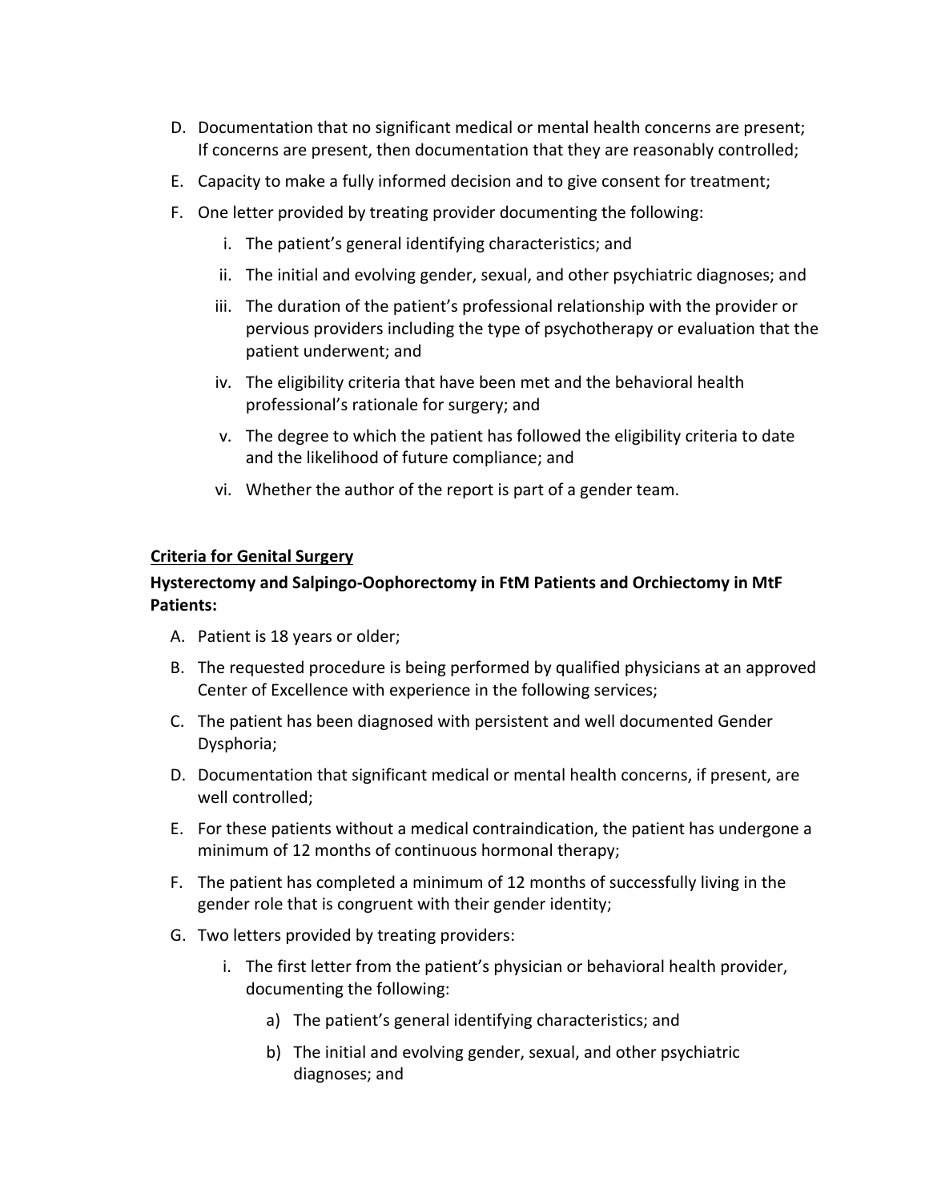D. Documentation that no significant medical or mental health concerns are present; If concerns are present, then documentation that they are reasonably controlled;

E. Capacity to make a fully informed decision and to give consent for treatment;

F. One letter provided by treating provider documenting the following:

   i. The patient's general identifying characteristics; and

   ii. The initial and evolving gender, sexual, and other psychiatric diagnoses; and

   iii. The duration of the patient's professional relationship with the provider or pervious providers including the type of psychotherapy or evaluation that the patient underwent; and

   iv. The eligibility criteria that have been met and the behavioral health professional's rationale for surgery; and

   v. The degree to which the patient has followed the eligibility criteria to date and the likelihood of future compliance; and

   vi. Whether the author of the report is part of a gender team.

**<u>Criteria for Genital Surgery</u>**

**Hysterectomy and Salpingo-Oophorectomy in FtM Patients and Orchiectomy in MtF Patients:**

A. Patient is 18 years or older;

B. The requested procedure is being performed by qualified physicians at an approved Center of Excellence with experience in the following services;

C. The patient has been diagnosed with persistent and well documented Gender Dysphoria;

D. Documentation that significant medical or mental health concerns, if present, are well controlled;

E. For these patients without a medical contraindication, the patient has undergone a minimum of 12 months of continuous hormonal therapy;

F. The patient has completed a minimum of 12 months of successfully living in the gender role that is congruent with their gender identity;

G. Two letters provided by treating providers:

   i. The first letter from the patient's physician or behavioral health provider, documenting the following:

      a) The patient's general identifying characteristics; and

      b) The initial and evolving gender, sexual, and other psychiatric diagnoses; and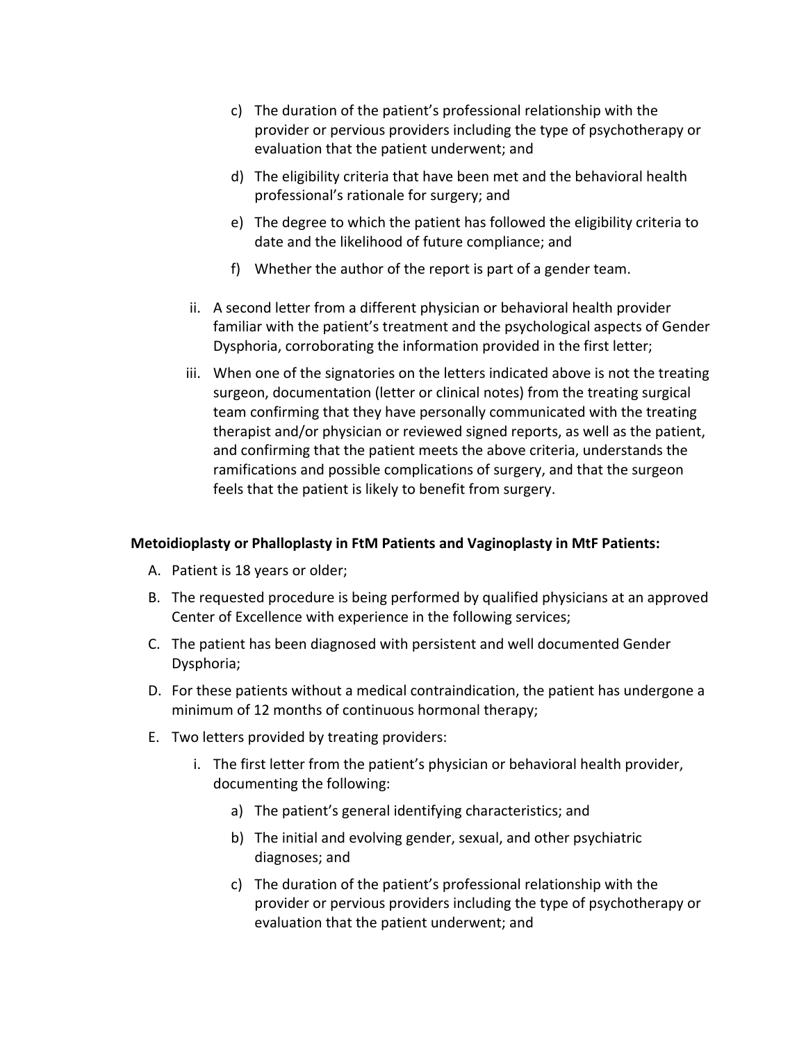c) The duration of the patient's professional relationship with the provider or pervious providers including the type of psychotherapy or evaluation that the patient underwent; and

d) The eligibility criteria that have been met and the behavioral health professional's rationale for surgery; and

e) The degree to which the patient has followed the eligibility criteria to date and the likelihood of future compliance; and

f) Whether the author of the report is part of a gender team.

ii. A second letter from a different physician or behavioral health provider familiar with the patient's treatment and the psychological aspects of Gender Dysphoria, corroborating the information provided in the first letter;

iii. When one of the signatories on the letters indicated above is not the treating surgeon, documentation (letter or clinical notes) from the treating surgical team confirming that they have personally communicated with the treating therapist and/or physician or reviewed signed reports, as well as the patient, and confirming that the patient meets the above criteria, understands the ramifications and possible complications of surgery, and that the surgeon feels that the patient is likely to benefit from surgery.

**Metoidioplasty or Phalloplasty in FtM Patients and Vaginoplasty in MtF Patients:**

A. Patient is 18 years or older;

B. The requested procedure is being performed by qualified physicians at an approved Center of Excellence with experience in the following services;

C. The patient has been diagnosed with persistent and well documented Gender Dysphoria;

D. For these patients without a medical contraindication, the patient has undergone a minimum of 12 months of continuous hormonal therapy;

E. Two letters provided by treating providers:

i. The first letter from the patient's physician or behavioral health provider, documenting the following:

a) The patient's general identifying characteristics; and

b) The initial and evolving gender, sexual, and other psychiatric diagnoses; and

c) The duration of the patient's professional relationship with the provider or pervious providers including the type of psychotherapy or evaluation that the patient underwent; and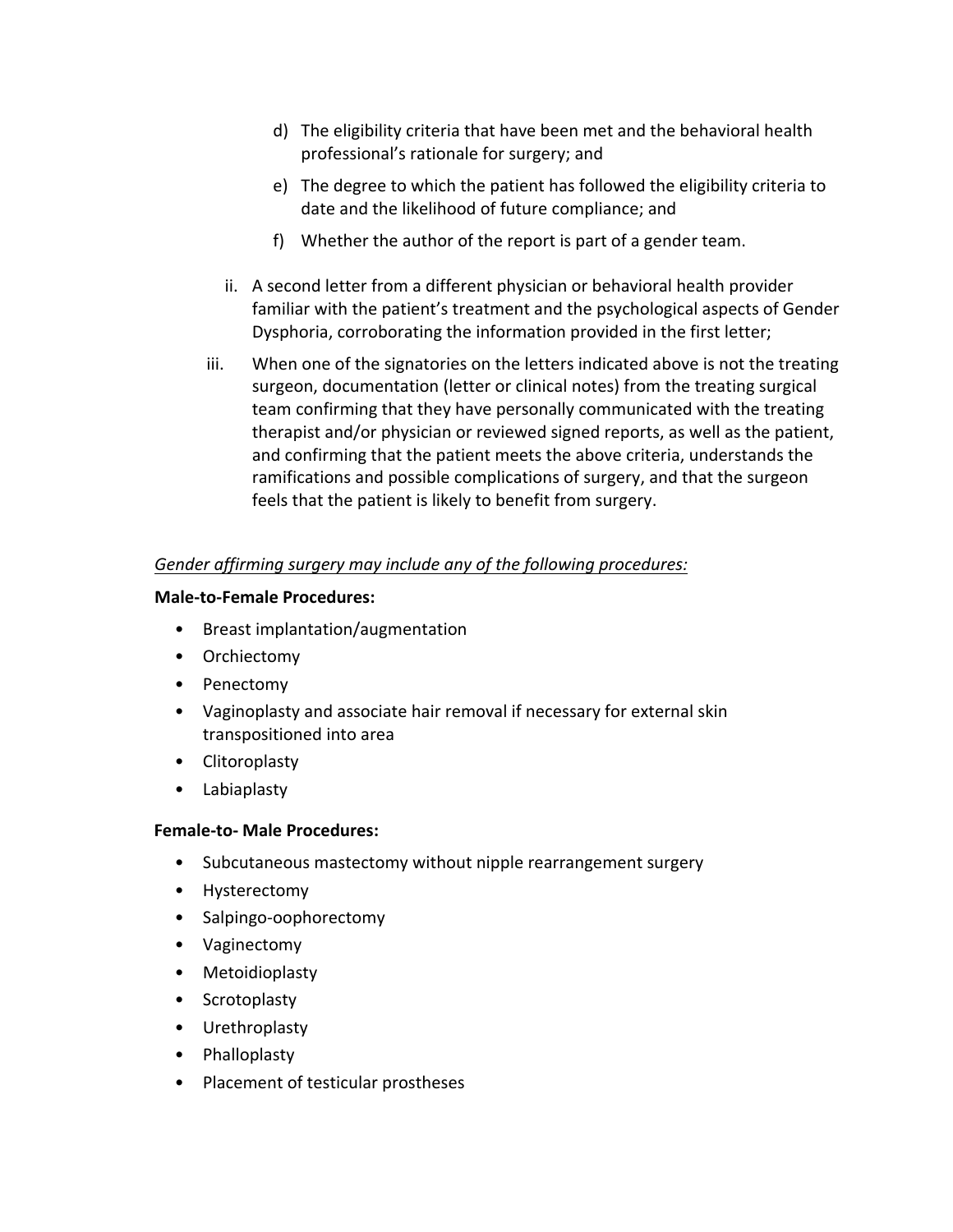d) The eligibility criteria that have been met and the behavioral health professional's rationale for surgery; and

   e) The degree to which the patient has followed the eligibility criteria to date and the likelihood of future compliance; and

   f) Whether the author of the report is part of a gender team.

ii. A second letter from a different physician or behavioral health provider familiar with the patient's treatment and the psychological aspects of Gender Dysphoria, corroborating the information provided in the first letter;

iii. When one of the signatories on the letters indicated above is not the treating surgeon, documentation (letter or clinical notes) from the treating surgical team confirming that they have personally communicated with the treating therapist and/or physician or reviewed signed reports, as well as the patient, and confirming that the patient meets the above criteria, understands the ramifications and possible complications of surgery, and that the surgeon feels that the patient is likely to benefit from surgery.

<u>*Gender affirming surgery may include any of the following procedures:*</u>

**Male-to-Female Procedures:**

- Breast implantation/augmentation
- Orchiectomy
- Penectomy
- Vaginoplasty and associate hair removal if necessary for external skin transpositioned into area
- Clitoroplasty
- Labiaplasty

**Female-to- Male Procedures:**

- Subcutaneous mastectomy without nipple rearrangement surgery
- Hysterectomy
- Salpingo-oophorectomy
- Vaginectomy
- Metoidioplasty
- Scrotoplasty
- Urethroplasty
- Phalloplasty
- Placement of testicular prostheses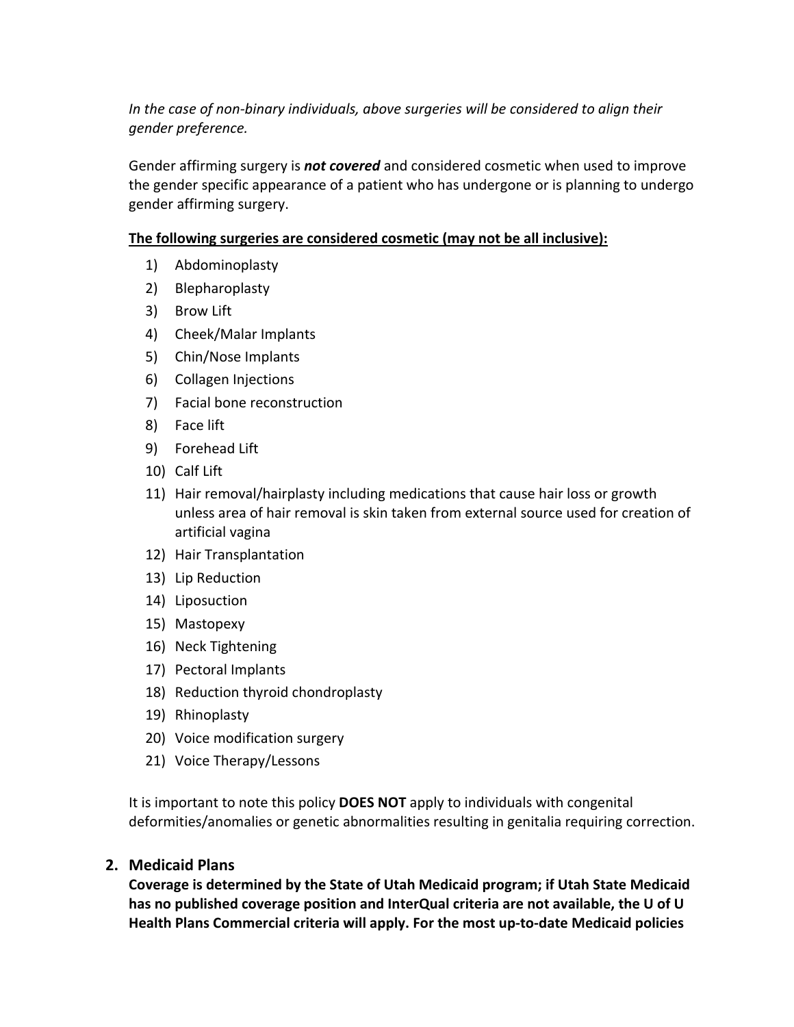*In the case of non-binary individuals, above surgeries will be considered to align their gender preference.*

Gender affirming surgery is ***not covered*** and considered cosmetic when used to improve the gender specific appearance of a patient who has undergone or is planning to undergo gender affirming surgery.

**<u>The following surgeries are considered cosmetic (may not be all inclusive):</u>**

1) Abdominoplasty
2) Blepharoplasty
3) Brow Lift
4) Cheek/Malar Implants
5) Chin/Nose Implants
6) Collagen Injections
7) Facial bone reconstruction
8) Face lift
9) Forehead Lift
10) Calf Lift
11) Hair removal/hairplasty including medications that cause hair loss or growth unless area of hair removal is skin taken from external source used for creation of artificial vagina
12) Hair Transplantation
13) Lip Reduction
14) Liposuction
15) Mastopexy
16) Neck Tightening
17) Pectoral Implants
18) Reduction thyroid chondroplasty
19) Rhinoplasty
20) Voice modification surgery
21) Voice Therapy/Lessons

It is important to note this policy **DOES NOT** apply to individuals with congenital deformities/anomalies or genetic abnormalities resulting in genitalia requiring correction.

## 2. Medicaid Plans

**Coverage is determined by the State of Utah Medicaid program; if Utah State Medicaid has no published coverage position and InterQual criteria are not available, the U of U Health Plans Commercial criteria will apply. For the most up-to-date Medicaid policies**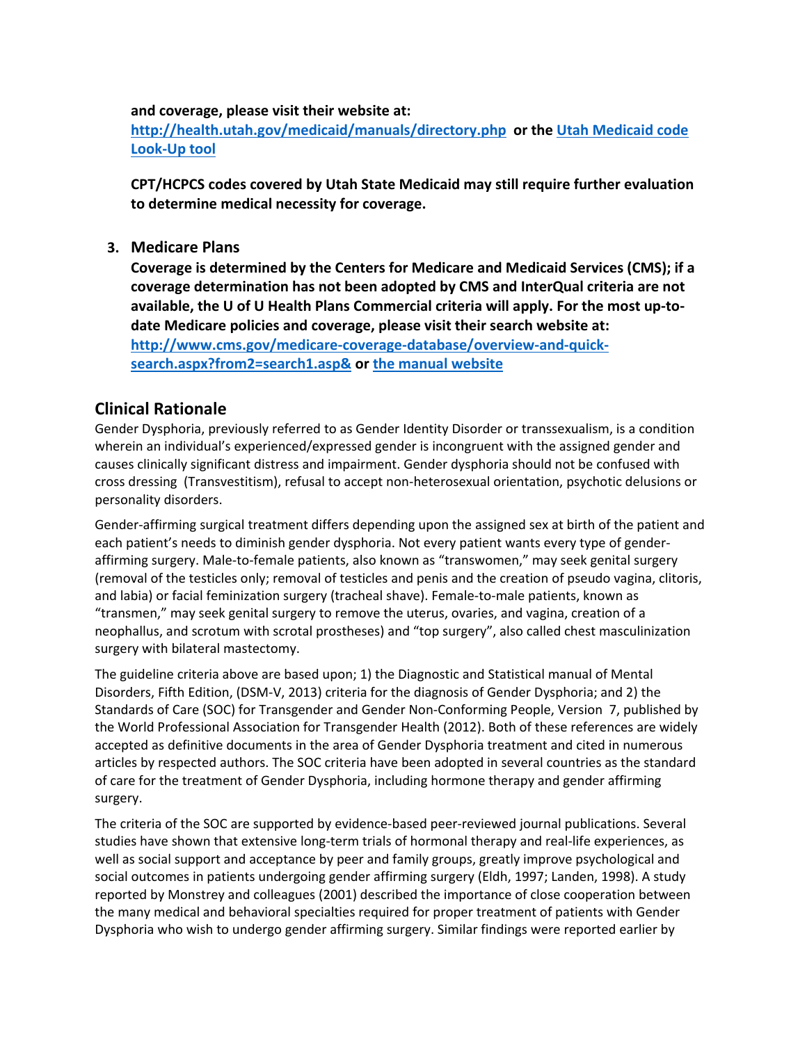**and coverage, please visit their website at: [http://health.utah.gov/medicaid/manuals/directory.php](http://health.utah.gov/medicaid/manuals/directory.php) or the Utah Medicaid code Look-Up tool**

**CPT/HCPCS codes covered by Utah State Medicaid may still require further evaluation to determine medical necessity for coverage.**

3. **Medicare Plans**
   **Coverage is determined by the Centers for Medicare and Medicaid Services (CMS); if a coverage determination has not been adopted by CMS and InterQual criteria are not available, the U of U Health Plans Commercial criteria will apply. For the most up-to-date Medicare policies and coverage, please visit their search website at: [http://www.cms.gov/medicare-coverage-database/overview-and-quick-search.aspx?from2=search1.asp&](http://www.cms.gov/medicare-coverage-database/overview-and-quick-search.aspx?from2=search1.asp&) or the manual website**

## Clinical Rationale

Gender Dysphoria, previously referred to as Gender Identity Disorder or transsexualism, is a condition wherein an individual's experienced/expressed gender is incongruent with the assigned gender and causes clinically significant distress and impairment. Gender dysphoria should not be confused with cross dressing (Transvestitism), refusal to accept non-heterosexual orientation, psychotic delusions or personality disorders.

Gender-affirming surgical treatment differs depending upon the assigned sex at birth of the patient and each patient's needs to diminish gender dysphoria. Not every patient wants every type of gender-affirming surgery. Male-to-female patients, also known as "transwomen," may seek genital surgery (removal of the testicles only; removal of testicles and penis and the creation of pseudo vagina, clitoris, and labia) or facial feminization surgery (tracheal shave). Female-to-male patients, known as "transmen," may seek genital surgery to remove the uterus, ovaries, and vagina, creation of a neophallus, and scrotum with scrotal prostheses) and "top surgery", also called chest masculinization surgery with bilateral mastectomy.

The guideline criteria above are based upon; 1) the Diagnostic and Statistical manual of Mental Disorders, Fifth Edition, (DSM-V, 2013) criteria for the diagnosis of Gender Dysphoria; and 2) the Standards of Care (SOC) for Transgender and Gender Non-Conforming People, Version 7, published by the World Professional Association for Transgender Health (2012). Both of these references are widely accepted as definitive documents in the area of Gender Dysphoria treatment and cited in numerous articles by respected authors. The SOC criteria have been adopted in several countries as the standard of care for the treatment of Gender Dysphoria, including hormone therapy and gender affirming surgery.

The criteria of the SOC are supported by evidence-based peer-reviewed journal publications. Several studies have shown that extensive long-term trials of hormonal therapy and real-life experiences, as well as social support and acceptance by peer and family groups, greatly improve psychological and social outcomes in patients undergoing gender affirming surgery (Eldh, 1997; Landen, 1998). A study reported by Monstrey and colleagues (2001) described the importance of close cooperation between the many medical and behavioral specialties required for proper treatment of patients with Gender Dysphoria who wish to undergo gender affirming surgery. Similar findings were reported earlier by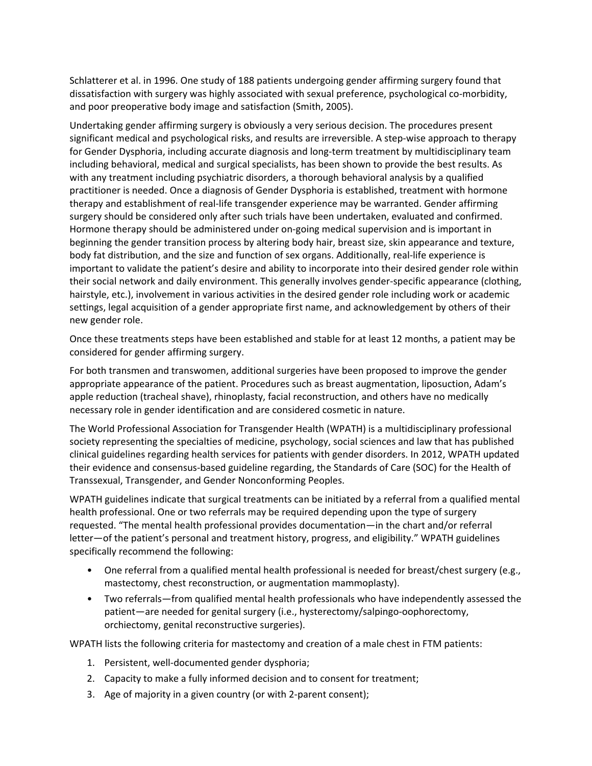Schlatterer et al. in 1996. One study of 188 patients undergoing gender affirming surgery found that dissatisfaction with surgery was highly associated with sexual preference, psychological co-morbidity, and poor preoperative body image and satisfaction (Smith, 2005).

Undertaking gender affirming surgery is obviously a very serious decision. The procedures present significant medical and psychological risks, and results are irreversible. A step-wise approach to therapy for Gender Dysphoria, including accurate diagnosis and long-term treatment by multidisciplinary team including behavioral, medical and surgical specialists, has been shown to provide the best results. As with any treatment including psychiatric disorders, a thorough behavioral analysis by a qualified practitioner is needed. Once a diagnosis of Gender Dysphoria is established, treatment with hormone therapy and establishment of real-life transgender experience may be warranted. Gender affirming surgery should be considered only after such trials have been undertaken, evaluated and confirmed. Hormone therapy should be administered under on-going medical supervision and is important in beginning the gender transition process by altering body hair, breast size, skin appearance and texture, body fat distribution, and the size and function of sex organs. Additionally, real-life experience is important to validate the patient's desire and ability to incorporate into their desired gender role within their social network and daily environment. This generally involves gender-specific appearance (clothing, hairstyle, etc.), involvement in various activities in the desired gender role including work or academic settings, legal acquisition of a gender appropriate first name, and acknowledgement by others of their new gender role.

Once these treatments steps have been established and stable for at least 12 months, a patient may be considered for gender affirming surgery.

For both transmen and transwomen, additional surgeries have been proposed to improve the gender appropriate appearance of the patient. Procedures such as breast augmentation, liposuction, Adam's apple reduction (tracheal shave), rhinoplasty, facial reconstruction, and others have no medically necessary role in gender identification and are considered cosmetic in nature.

The World Professional Association for Transgender Health (WPATH) is a multidisciplinary professional society representing the specialties of medicine, psychology, social sciences and law that has published clinical guidelines regarding health services for patients with gender disorders. In 2012, WPATH updated their evidence and consensus-based guideline regarding, the Standards of Care (SOC) for the Health of Transsexual, Transgender, and Gender Nonconforming Peoples.

WPATH guidelines indicate that surgical treatments can be initiated by a referral from a qualified mental health professional. One or two referrals may be required depending upon the type of surgery requested. "The mental health professional provides documentation—in the chart and/or referral letter—of the patient's personal and treatment history, progress, and eligibility." WPATH guidelines specifically recommend the following:

- One referral from a qualified mental health professional is needed for breast/chest surgery (e.g., mastectomy, chest reconstruction, or augmentation mammoplasty).
- Two referrals—from qualified mental health professionals who have independently assessed the patient—are needed for genital surgery (i.e., hysterectomy/salpingo-oophorectomy, orchiectomy, genital reconstructive surgeries).

WPATH lists the following criteria for mastectomy and creation of a male chest in FTM patients:

1. Persistent, well-documented gender dysphoria;
2. Capacity to make a fully informed decision and to consent for treatment;
3. Age of majority in a given country (or with 2-parent consent);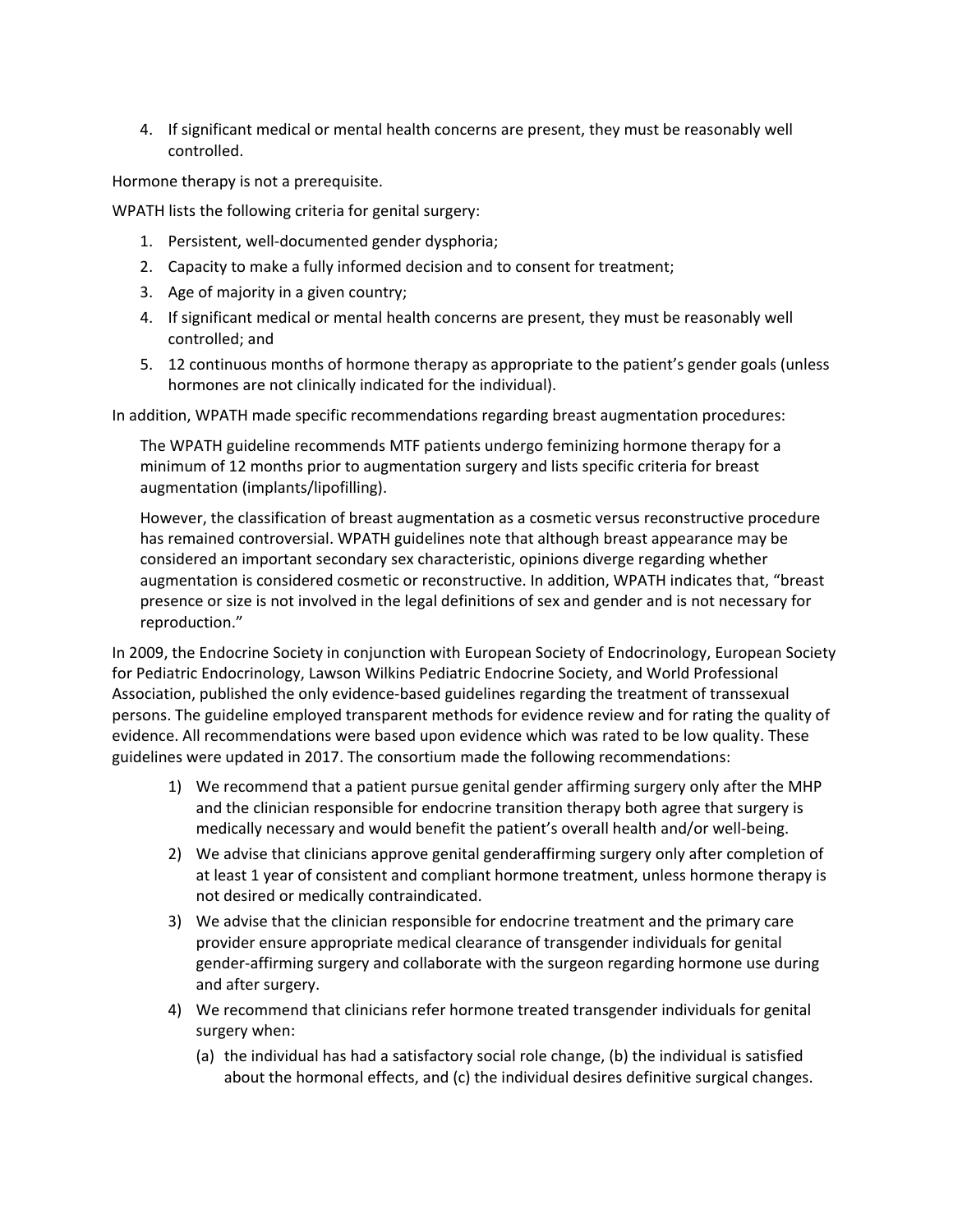4. If significant medical or mental health concerns are present, they must be reasonably well controlled.

Hormone therapy is not a prerequisite.

WPATH lists the following criteria for genital surgery:

1. Persistent, well-documented gender dysphoria;
2. Capacity to make a fully informed decision and to consent for treatment;
3. Age of majority in a given country;
4. If significant medical or mental health concerns are present, they must be reasonably well controlled; and
5. 12 continuous months of hormone therapy as appropriate to the patient's gender goals (unless hormones are not clinically indicated for the individual).

In addition, WPATH made specific recommendations regarding breast augmentation procedures:

> The WPATH guideline recommends MTF patients undergo feminizing hormone therapy for a minimum of 12 months prior to augmentation surgery and lists specific criteria for breast augmentation (implants/lipofilling).
>
> However, the classification of breast augmentation as a cosmetic versus reconstructive procedure has remained controversial. WPATH guidelines note that although breast appearance may be considered an important secondary sex characteristic, opinions diverge regarding whether augmentation is considered cosmetic or reconstructive. In addition, WPATH indicates that, "breast presence or size is not involved in the legal definitions of sex and gender and is not necessary for reproduction."

In 2009, the Endocrine Society in conjunction with European Society of Endocrinology, European Society for Pediatric Endocrinology, Lawson Wilkins Pediatric Endocrine Society, and World Professional Association, published the only evidence-based guidelines regarding the treatment of transsexual persons. The guideline employed transparent methods for evidence review and for rating the quality of evidence. All recommendations were based upon evidence which was rated to be low quality. These guidelines were updated in 2017. The consortium made the following recommendations:

1) We recommend that a patient pursue genital gender affirming surgery only after the MHP and the clinician responsible for endocrine transition therapy both agree that surgery is medically necessary and would benefit the patient's overall health and/or well-being.
2) We advise that clinicians approve genital genderaffirming surgery only after completion of at least 1 year of consistent and compliant hormone treatment, unless hormone therapy is not desired or medically contraindicated.
3) We advise that the clinician responsible for endocrine treatment and the primary care provider ensure appropriate medical clearance of transgender individuals for genital gender-affirming surgery and collaborate with the surgeon regarding hormone use during and after surgery.
4) We recommend that clinicians refer hormone treated transgender individuals for genital surgery when:

   (a) the individual has had a satisfactory social role change, (b) the individual is satisfied about the hormonal effects, and (c) the individual desires definitive surgical changes.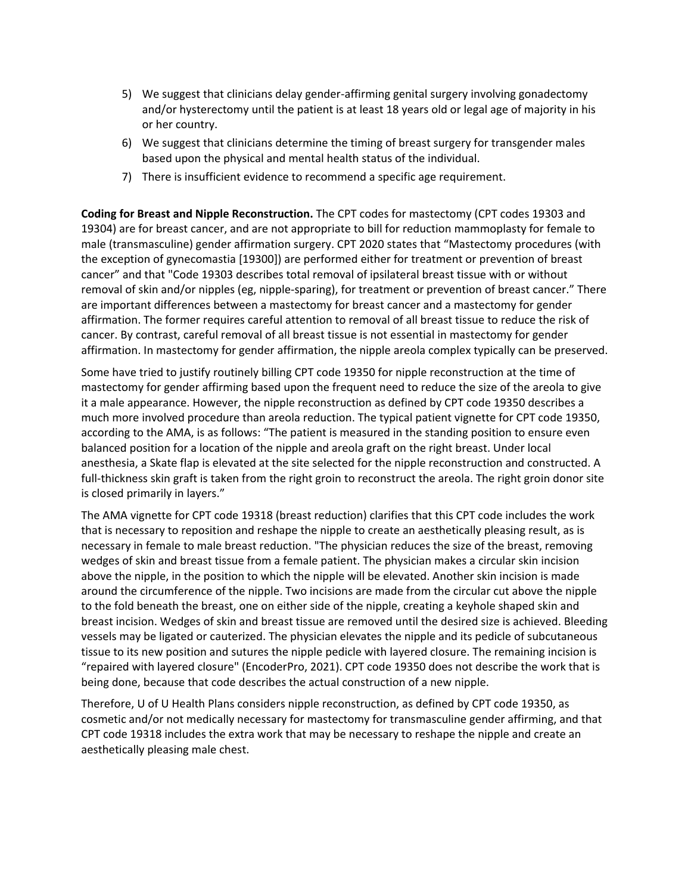5) We suggest that clinicians delay gender-affirming genital surgery involving gonadectomy and/or hysterectomy until the patient is at least 18 years old or legal age of majority in his or her country.
6) We suggest that clinicians determine the timing of breast surgery for transgender males based upon the physical and mental health status of the individual.
7) There is insufficient evidence to recommend a specific age requirement.

**Coding for Breast and Nipple Reconstruction.** The CPT codes for mastectomy (CPT codes 19303 and 19304) are for breast cancer, and are not appropriate to bill for reduction mammoplasty for female to male (transmasculine) gender affirmation surgery. CPT 2020 states that "Mastectomy procedures (with the exception of gynecomastia [19300]) are performed either for treatment or prevention of breast cancer" and that "Code 19303 describes total removal of ipsilateral breast tissue with or without removal of skin and/or nipples (eg, nipple-sparing), for treatment or prevention of breast cancer." There are important differences between a mastectomy for breast cancer and a mastectomy for gender affirmation. The former requires careful attention to removal of all breast tissue to reduce the risk of cancer. By contrast, careful removal of all breast tissue is not essential in mastectomy for gender affirmation. In mastectomy for gender affirmation, the nipple areola complex typically can be preserved.

Some have tried to justify routinely billing CPT code 19350 for nipple reconstruction at the time of mastectomy for gender affirming based upon the frequent need to reduce the size of the areola to give it a male appearance. However, the nipple reconstruction as defined by CPT code 19350 describes a much more involved procedure than areola reduction. The typical patient vignette for CPT code 19350, according to the AMA, is as follows: "The patient is measured in the standing position to ensure even balanced position for a location of the nipple and areola graft on the right breast. Under local anesthesia, a Skate flap is elevated at the site selected for the nipple reconstruction and constructed. A full-thickness skin graft is taken from the right groin to reconstruct the areola. The right groin donor site is closed primarily in layers."

The AMA vignette for CPT code 19318 (breast reduction) clarifies that this CPT code includes the work that is necessary to reposition and reshape the nipple to create an aesthetically pleasing result, as is necessary in female to male breast reduction. "The physician reduces the size of the breast, removing wedges of skin and breast tissue from a female patient. The physician makes a circular skin incision above the nipple, in the position to which the nipple will be elevated. Another skin incision is made around the circumference of the nipple. Two incisions are made from the circular cut above the nipple to the fold beneath the breast, one on either side of the nipple, creating a keyhole shaped skin and breast incision. Wedges of skin and breast tissue are removed until the desired size is achieved. Bleeding vessels may be ligated or cauterized. The physician elevates the nipple and its pedicle of subcutaneous tissue to its new position and sutures the nipple pedicle with layered closure. The remaining incision is "repaired with layered closure" (EncoderPro, 2021). CPT code 19350 does not describe the work that is being done, because that code describes the actual construction of a new nipple.

Therefore, U of U Health Plans considers nipple reconstruction, as defined by CPT code 19350, as cosmetic and/or not medically necessary for mastectomy for transmasculine gender affirming, and that CPT code 19318 includes the extra work that may be necessary to reshape the nipple and create an aesthetically pleasing male chest.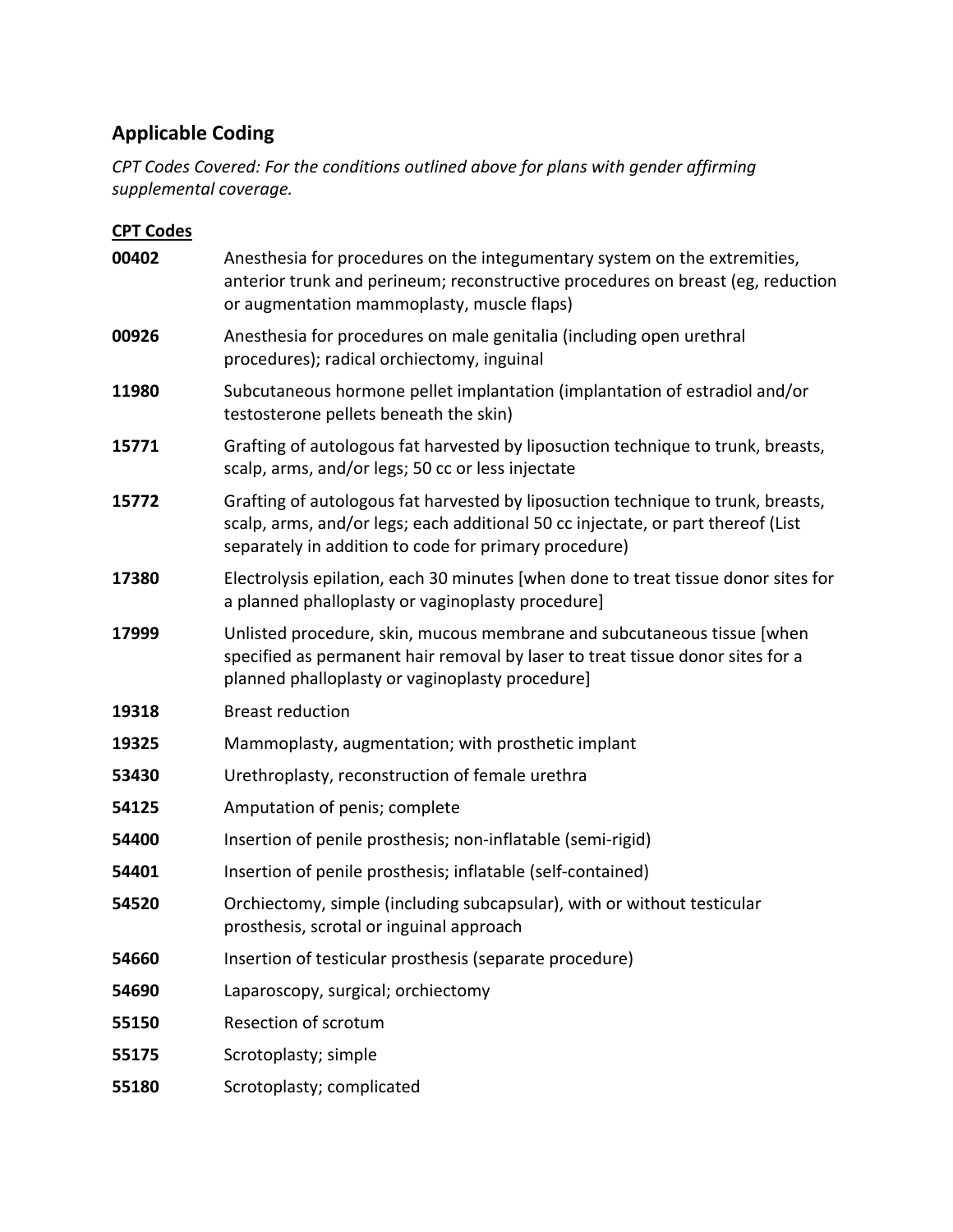## Applicable Coding

*CPT Codes Covered: For the conditions outlined above for plans with gender affirming supplemental coverage.*

**CPT Codes**

| | |
|---|---|
| **00402** | Anesthesia for procedures on the integumentary system on the extremities, anterior trunk and perineum; reconstructive procedures on breast (eg, reduction or augmentation mammoplasty, muscle flaps) |
| **00926** | Anesthesia for procedures on male genitalia (including open urethral procedures); radical orchiectomy, inguinal |
| **11980** | Subcutaneous hormone pellet implantation (implantation of estradiol and/or testosterone pellets beneath the skin) |
| **15771** | Grafting of autologous fat harvested by liposuction technique to trunk, breasts, scalp, arms, and/or legs; 50 cc or less injectate |
| **15772** | Grafting of autologous fat harvested by liposuction technique to trunk, breasts, scalp, arms, and/or legs; each additional 50 cc injectate, or part thereof (List separately in addition to code for primary procedure) |
| **17380** | Electrolysis epilation, each 30 minutes [when done to treat tissue donor sites for a planned phalloplasty or vaginoplasty procedure] |
| **17999** | Unlisted procedure, skin, mucous membrane and subcutaneous tissue [when specified as permanent hair removal by laser to treat tissue donor sites for a planned phalloplasty or vaginoplasty procedure] |
| **19318** | Breast reduction |
| **19325** | Mammoplasty, augmentation; with prosthetic implant |
| **53430** | Urethroplasty, reconstruction of female urethra |
| **54125** | Amputation of penis; complete |
| **54400** | Insertion of penile prosthesis; non-inflatable (semi-rigid) |
| **54401** | Insertion of penile prosthesis; inflatable (self-contained) |
| **54520** | Orchiectomy, simple (including subcapsular), with or without testicular prosthesis, scrotal or inguinal approach |
| **54660** | Insertion of testicular prosthesis (separate procedure) |
| **54690** | Laparoscopy, surgical; orchiectomy |
| **55150** | Resection of scrotum |
| **55175** | Scrotoplasty; simple |
| **55180** | Scrotoplasty; complicated |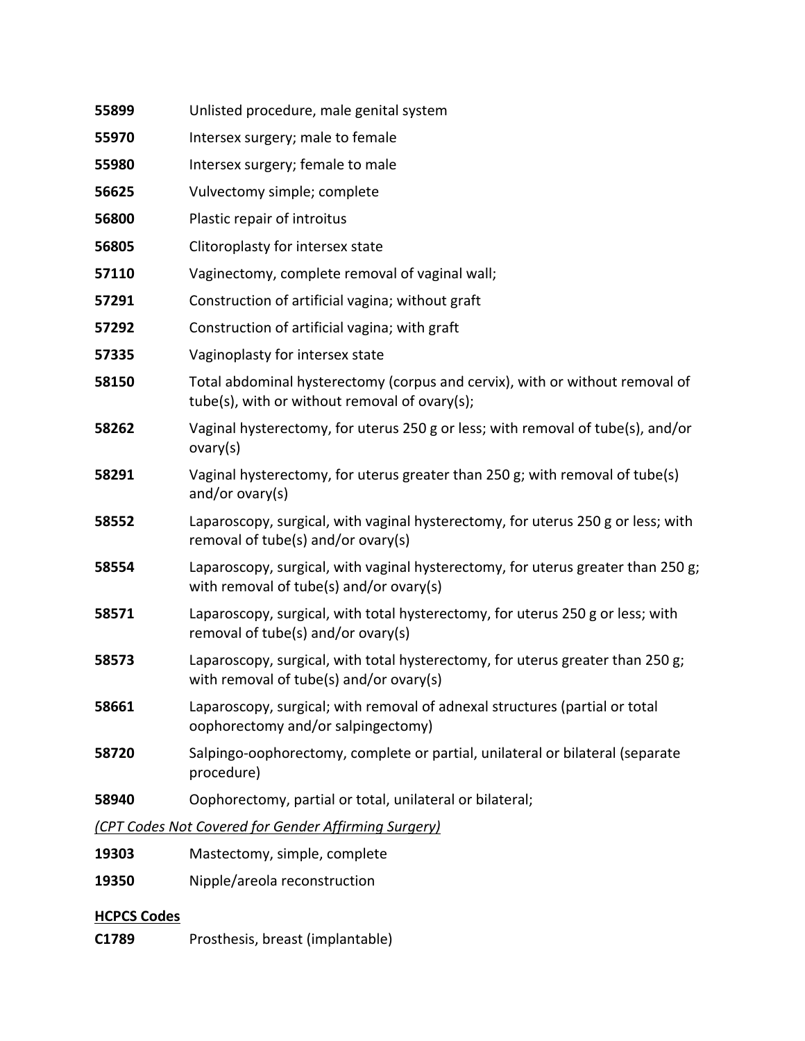**55899** Unlisted procedure, male genital system

**55970** Intersex surgery; male to female

**55980** Intersex surgery; female to male

**56625** Vulvectomy simple; complete

**56800** Plastic repair of introitus

**56805** Clitoroplasty for intersex state

**57110** Vaginectomy, complete removal of vaginal wall;

**57291** Construction of artificial vagina; without graft

**57292** Construction of artificial vagina; with graft

**57335** Vaginoplasty for intersex state

**58150** Total abdominal hysterectomy (corpus and cervix), with or without removal of tube(s), with or without removal of ovary(s);

**58262** Vaginal hysterectomy, for uterus 250 g or less; with removal of tube(s), and/or ovary(s)

**58291** Vaginal hysterectomy, for uterus greater than 250 g; with removal of tube(s) and/or ovary(s)

**58552** Laparoscopy, surgical, with vaginal hysterectomy, for uterus 250 g or less; with removal of tube(s) and/or ovary(s)

**58554** Laparoscopy, surgical, with vaginal hysterectomy, for uterus greater than 250 g; with removal of tube(s) and/or ovary(s)

**58571** Laparoscopy, surgical, with total hysterectomy, for uterus 250 g or less; with removal of tube(s) and/or ovary(s)

**58573** Laparoscopy, surgical, with total hysterectomy, for uterus greater than 250 g; with removal of tube(s) and/or ovary(s)

**58661** Laparoscopy, surgical; with removal of adnexal structures (partial or total oophorectomy and/or salpingectomy)

**58720** Salpingo-oophorectomy, complete or partial, unilateral or bilateral (separate procedure)

**58940** Oophorectomy, partial or total, unilateral or bilateral;

*(CPT Codes Not Covered for Gender Affirming Surgery)*

**19303** Mastectomy, simple, complete

**19350** Nipple/areola reconstruction

**HCPCS Codes**

**C1789** Prosthesis, breast (implantable)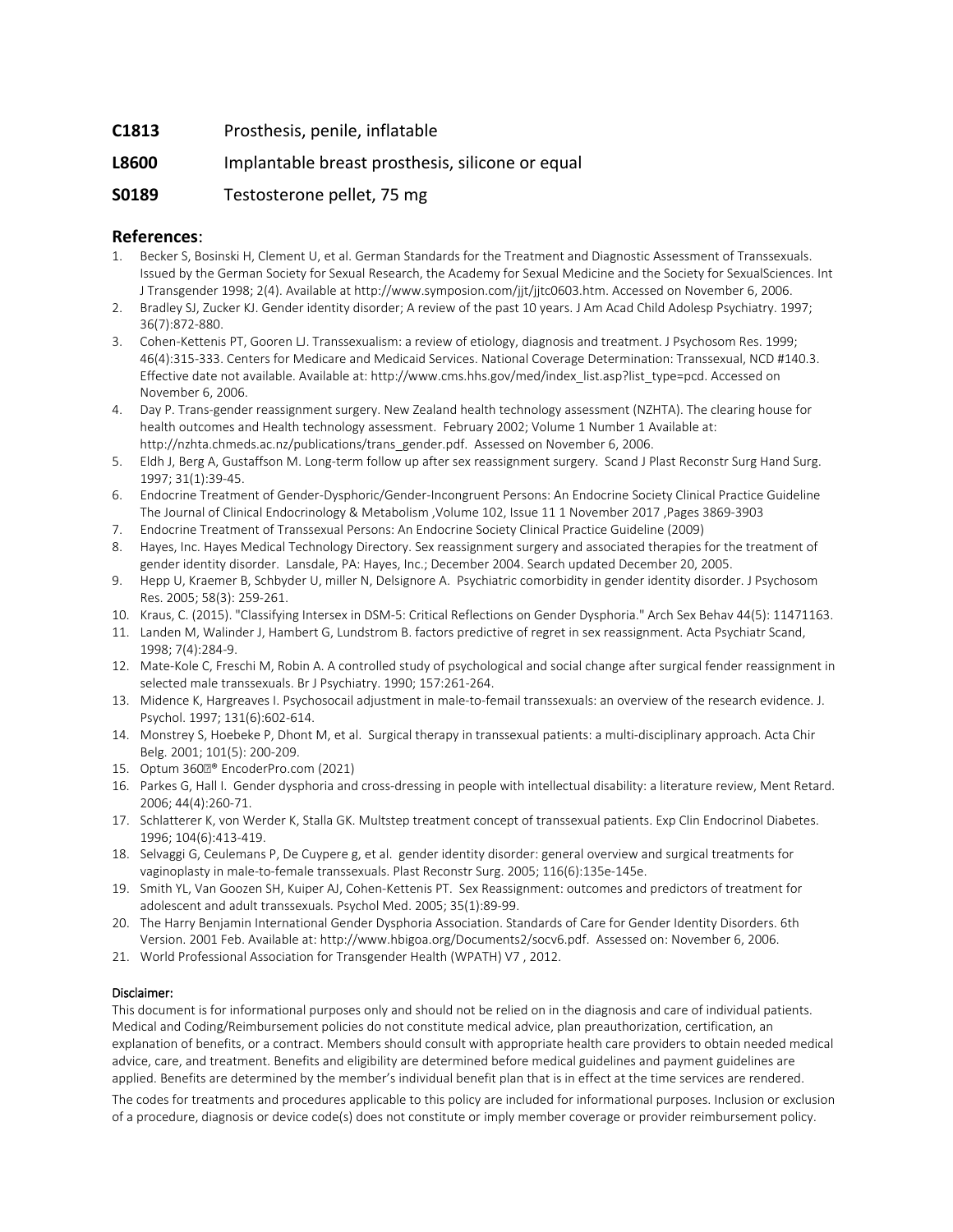**C1813** Prosthesis, penile, inflatable

**L8600** Implantable breast prosthesis, silicone or equal

**S0189** Testosterone pellet, 75 mg

## References:

1. Becker S, Bosinski H, Clement U, et al. German Standards for the Treatment and Diagnostic Assessment of Transsexuals. Issued by the German Society for Sexual Research, the Academy for Sexual Medicine and the Society for SexualSciences. Int J Transgender 1998; 2(4). Available at http://www.symposion.com/jjt/jjtc0603.htm. Accessed on November 6, 2006.
2. Bradley SJ, Zucker KJ. Gender identity disorder; A review of the past 10 years. J Am Acad Child Adolesp Psychiatry. 1997; 36(7):872-880.
3. Cohen-Kettenis PT, Gooren LJ. Transsexualism: a review of etiology, diagnosis and treatment. J Psychosom Res. 1999; 46(4):315-333. Centers for Medicare and Medicaid Services. National Coverage Determination: Transsexual, NCD #140.3. Effective date not available. Available at: http://www.cms.hhs.gov/med/index_list.asp?list_type=pcd. Accessed on November 6, 2006.
4. Day P. Trans-gender reassignment surgery. New Zealand health technology assessment (NZHTA). The clearing house for health outcomes and Health technology assessment. February 2002; Volume 1 Number 1 Available at: http://nzhta.chmeds.ac.nz/publications/trans_gender.pdf. Assessed on November 6, 2006.
5. Eldh J, Berg A, Gustaffson M. Long-term follow up after sex reassignment surgery. Scand J Plast Reconstr Surg Hand Surg. 1997; 31(1):39-45.
6. Endocrine Treatment of Gender-Dysphoric/Gender-Incongruent Persons: An Endocrine Society Clinical Practice Guideline The Journal of Clinical Endocrinology & Metabolism ,Volume 102, Issue 11 1 November 2017 ,Pages 3869-3903
7. Endocrine Treatment of Transsexual Persons: An Endocrine Society Clinical Practice Guideline (2009)
8. Hayes, Inc. Hayes Medical Technology Directory. Sex reassignment surgery and associated therapies for the treatment of gender identity disorder. Lansdale, PA: Hayes, Inc.; December 2004. Search updated December 20, 2005.
9. Hepp U, Kraemer B, Schbyder U, miller N, Delsignore A. Psychiatric comorbidity in gender identity disorder. J Psychosom Res. 2005; 58(3): 259-261.
10. Kraus, C. (2015). "Classifying Intersex in DSM-5: Critical Reflections on Gender Dysphoria." Arch Sex Behav 44(5): 11471163.
11. Landen M, Walinder J, Hambert G, Lundstrom B. factors predictive of regret in sex reassignment. Acta Psychiatr Scand, 1998; 7(4):284-9.
12. Mate-Kole C, Freschi M, Robin A. A controlled study of psychological and social change after surgical fender reassignment in selected male transsexuals. Br J Psychiatry. 1990; 157:261-264.
13. Midence K, Hargreaves I. Psychosocail adjustment in male-to-femail transsexuals: an overview of the research evidence. J. Psychol. 1997; 131(6):602-614.
14. Monstrey S, Hoebeke P, Dhont M, et al. Surgical therapy in transsexual patients: a multi-disciplinary approach. Acta Chir Belg. 2001; 101(5): 200-209.
15. Optum 360�® EncoderPro.com (2021)
16. Parkes G, Hall I. Gender dysphoria and cross-dressing in people with intellectual disability: a literature review, Ment Retard. 2006; 44(4):260-71.
17. Schlatterer K, von Werder K, Stalla GK. Multstep treatment concept of transsexual patients. Exp Clin Endocrinol Diabetes. 1996; 104(6):413-419.
18. Selvaggi G, Ceulemans P, De Cuypere g, et al. gender identity disorder: general overview and surgical treatments for vaginoplasty in male-to-female transsexuals. Plast Reconstr Surg. 2005; 116(6):135e-145e.
19. Smith YL, Van Goozen SH, Kuiper AJ, Cohen-Kettenis PT. Sex Reassignment: outcomes and predictors of treatment for adolescent and adult transsexuals. Psychol Med. 2005; 35(1):89-99.
20. The Harry Benjamin International Gender Dysphoria Association. Standards of Care for Gender Identity Disorders. 6th Version. 2001 Feb. Available at: http://www.hbigoa.org/Documents2/socv6.pdf. Assessed on: November 6, 2006.
21. World Professional Association for Transgender Health (WPATH) V7 , 2012.

**Disclaimer:**

This document is for informational purposes only and should not be relied on in the diagnosis and care of individual patients. Medical and Coding/Reimbursement policies do not constitute medical advice, plan preauthorization, certification, an explanation of benefits, or a contract. Members should consult with appropriate health care providers to obtain needed medical advice, care, and treatment. Benefits and eligibility are determined before medical guidelines and payment guidelines are applied. Benefits are determined by the member's individual benefit plan that is in effect at the time services are rendered.

The codes for treatments and procedures applicable to this policy are included for informational purposes. Inclusion or exclusion of a procedure, diagnosis or device code(s) does not constitute or imply member coverage or provider reimbursement policy.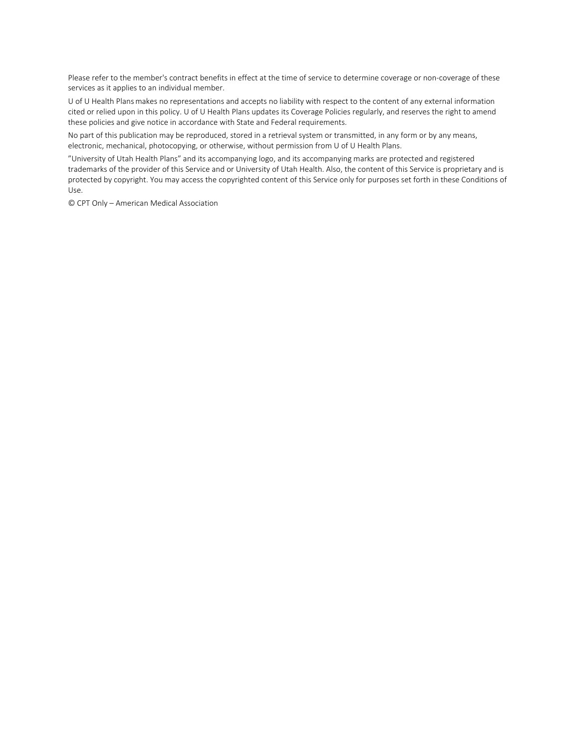Please refer to the member's contract benefits in effect at the time of service to determine coverage or non-coverage of these services as it applies to an individual member.

U of U Health Plans makes no representations and accepts no liability with respect to the content of any external information cited or relied upon in this policy. U of U Health Plans updates its Coverage Policies regularly, and reserves the right to amend these policies and give notice in accordance with State and Federal requirements.

No part of this publication may be reproduced, stored in a retrieval system or transmitted, in any form or by any means, electronic, mechanical, photocopying, or otherwise, without permission from U of U Health Plans.

"University of Utah Health Plans" and its accompanying logo, and its accompanying marks are protected and registered trademarks of the provider of this Service and or University of Utah Health. Also, the content of this Service is proprietary and is protected by copyright. You may access the copyrighted content of this Service only for purposes set forth in these Conditions of Use.

© CPT Only – American Medical Association